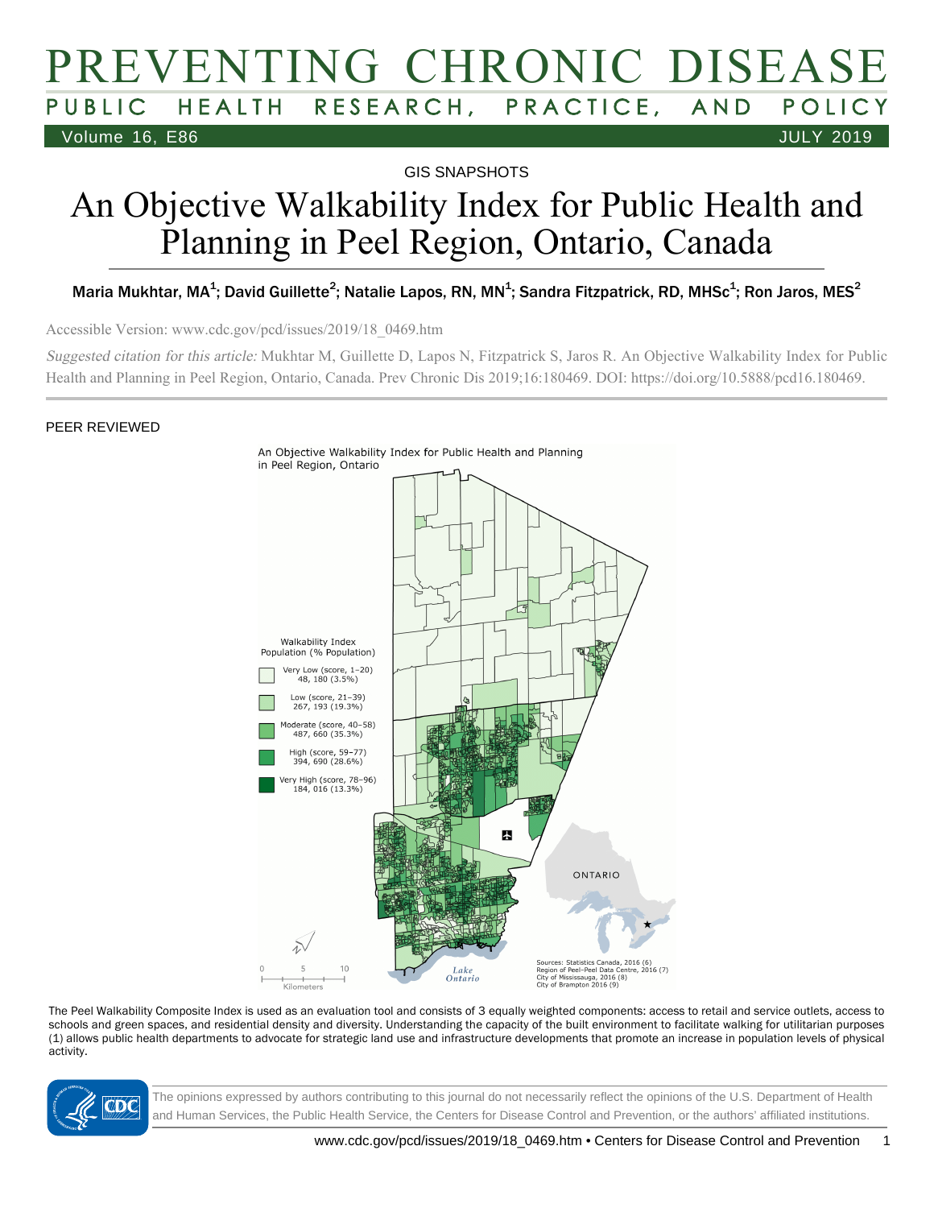# PREVENTING CHRONIC DISEASE

PUBLIC HEALTH RESEARCH, PRACTICE, AND POLICY

GIS SNAPSHOTS

# An Objective Walkability Index for Public Health and Planning in Peel Region, Ontario, Canada

Maria Mukhtar, MA[1]; David Guillette[2]; Natalie Lapos, RN, MN[1]; Sandra Fitzpatrick, RD, MHSc[1]; Ron Jaros, MES[2]

Accessible Version: www.cdc.gov/pcd/issues/2019/18_0469.htm

*Suggested citation for this article:* Mukhtar M, Guillette D, Lapos N, Fitzpatrick S, Jaros R. An Objective Walkability Index for Public Health and Planning in Peel Region, Ontario, Canada. Prev Chronic Dis 2019;16:180469. DOI: https://doi.org/10.5888/pcd16.180469.

PEER REVIEWED

An Objective Walkability Index for Public Health and Planning in Peel Region, Ontario

Walkability Index Population (% Population)

- Very Low (score, 1–20) 48, 180 (3.5%)
- Low (score, 21–39) 267, 193 (19.3%)
- Moderate (score, 40–58) 487, 660 (35.3%)
- High (score, 59–77) 394, 690 (28.6%)
- Very High (score, 78–96) 184, 016 (13.3%)

ONTARIO

Lake Ontario

0 5 10 Kilometers

Sources: Statistics Canada, 2016 (6)
Region of Peel–Peel Data Centre, 2016 (7)
City of Mississauga, 2016 (8)
City of Brampton 2016 (9)

The Peel Walkability Composite Index is used as an evaluation tool and consists of 3 equally weighted components: access to retail and service outlets, access to schools and green spaces, and residential density and diversity. Understanding the capacity of the built environment to facilitate walking for utilitarian purposes (1) allows public health departments to advocate for strategic land use and infrastructure developments that promote an increase in population levels of physical activity.

The opinions expressed by authors contributing to this journal do not necessarily reflect the opinions of the U.S. Department of Health and Human Services, the Public Health Service, the Centers for Disease Control and Prevention, or the authors' affiliated institutions.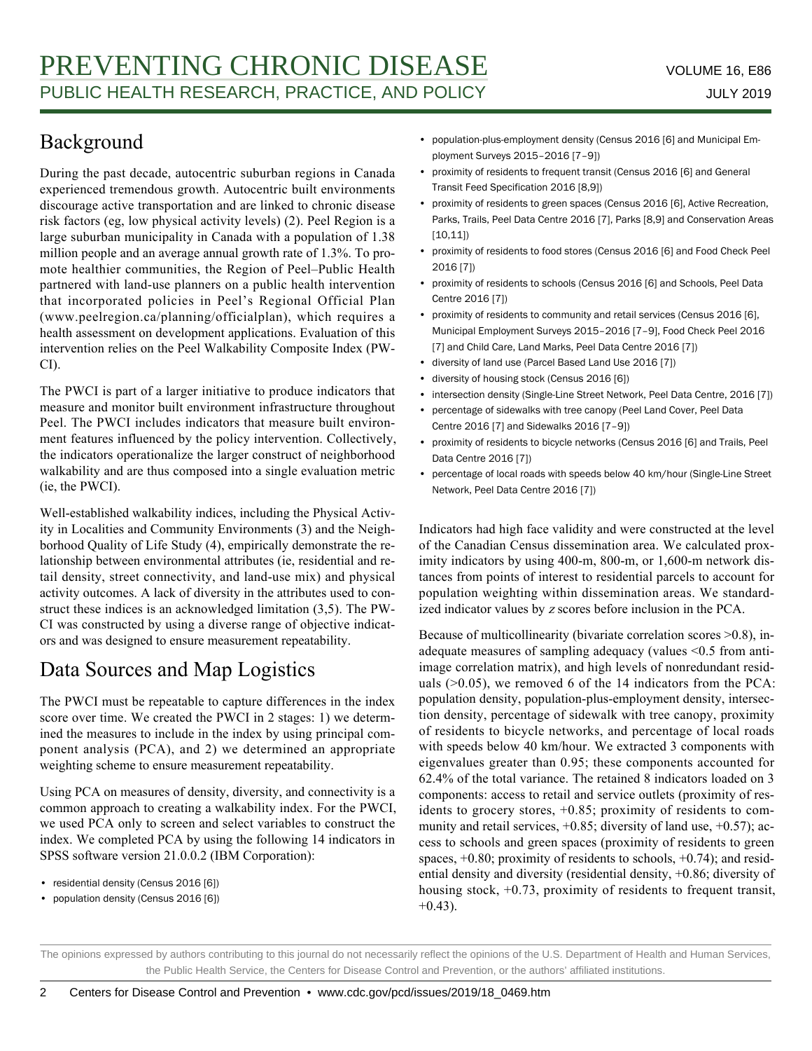## Background

During the past decade, autocentric suburban regions in Canada experienced tremendous growth. Autocentric built environments discourage active transportation and are linked to chronic disease risk factors (eg, low physical activity levels) (2). Peel Region is a large suburban municipality in Canada with a population of 1.38 million people and an average annual growth rate of 1.3%. To promote healthier communities, the Region of Peel–Public Health partnered with land-use planners on a public health intervention that incorporated policies in Peel's Regional Official Plan (www.peelregion.ca/planning/officialplan), which requires a health assessment on development applications. Evaluation of this intervention relies on the Peel Walkability Composite Index (PWCI).

The PWCI is part of a larger initiative to produce indicators that measure and monitor built environment infrastructure throughout Peel. The PWCI includes indicators that measure built environment features influenced by the policy intervention. Collectively, the indicators operationalize the larger construct of neighborhood walkability and are thus composed into a single evaluation metric (ie, the PWCI).

Well-established walkability indices, including the Physical Activity in Localities and Community Environments (3) and the Neighborhood Quality of Life Study (4), empirically demonstrate the relationship between environmental attributes (ie, residential and retail density, street connectivity, and land-use mix) and physical activity outcomes. A lack of diversity in the attributes used to construct these indices is an acknowledged limitation (3,5). The PWCI was constructed by using a diverse range of objective indicators and was designed to ensure measurement repeatability.

## Data Sources and Map Logistics

The PWCI must be repeatable to capture differences in the index score over time. We created the PWCI in 2 stages: 1) we determined the measures to include in the index by using principal component analysis (PCA), and 2) we determined an appropriate weighting scheme to ensure measurement repeatability.

Using PCA on measures of density, diversity, and connectivity is a common approach to creating a walkability index. For the PWCI, we used PCA only to screen and select variables to construct the index. We completed PCA by using the following 14 indicators in SPSS software version 21.0.0.2 (IBM Corporation):

- residential density (Census 2016 [6])
- population density (Census 2016 [6])
- population-plus-employment density (Census 2016 [6] and Municipal Employment Surveys 2015–2016 [7–9])
- proximity of residents to frequent transit (Census 2016 [6] and General Transit Feed Specification 2016 [8,9])
- proximity of residents to green spaces (Census 2016 [6], Active Recreation, Parks, Trails, Peel Data Centre 2016 [7], Parks [8,9] and Conservation Areas [10,11])
- proximity of residents to food stores (Census 2016 [6] and Food Check Peel 2016 [7])
- proximity of residents to schools (Census 2016 [6] and Schools, Peel Data Centre 2016 [7])
- proximity of residents to community and retail services (Census 2016 [6], Municipal Employment Surveys 2015–2016 [7–9], Food Check Peel 2016 [7] and Child Care, Land Marks, Peel Data Centre 2016 [7])
- diversity of land use (Parcel Based Land Use 2016 [7])
- diversity of housing stock (Census 2016 [6])
- intersection density (Single-Line Street Network, Peel Data Centre, 2016 [7])
- percentage of sidewalks with tree canopy (Peel Land Cover, Peel Data Centre 2016 [7] and Sidewalks 2016 [7–9])
- proximity of residents to bicycle networks (Census 2016 [6] and Trails, Peel Data Centre 2016 [7])
- percentage of local roads with speeds below 40 km/hour (Single-Line Street Network, Peel Data Centre 2016 [7])

Indicators had high face validity and were constructed at the level of the Canadian Census dissemination area. We calculated proximity indicators by using 400-m, 800-m, or 1,600-m network distances from points of interest to residential parcels to account for population weighting within dissemination areas. We standardized indicator values by *z* scores before inclusion in the PCA.

Because of multicollinearity (bivariate correlation scores >0.8), inadequate measures of sampling adequacy (values <0.5 from anti-image correlation matrix), and high levels of nonredundant residuals (>0.05), we removed 6 of the 14 indicators from the PCA: population density, population-plus-employment density, intersection density, percentage of sidewalk with tree canopy, proximity of residents to bicycle networks, and percentage of local roads with speeds below 40 km/hour. We extracted 3 components with eigenvalues greater than 0.95; these components accounted for 62.4% of the total variance. The retained 8 indicators loaded on 3 components: access to retail and service outlets (proximity of residents to grocery stores, +0.85; proximity of residents to community and retail services, +0.85; diversity of land use, +0.57); access to schools and green spaces (proximity of residents to green spaces, +0.80; proximity of residents to schools, +0.74); and residential density and diversity (residential density, +0.86; diversity of housing stock, +0.73, proximity of residents to frequent transit, +0.43).

The opinions expressed by authors contributing to this journal do not necessarily reflect the opinions of the U.S. Department of Health and Human Services, the Public Health Service, the Centers for Disease Control and Prevention, or the authors' affiliated institutions.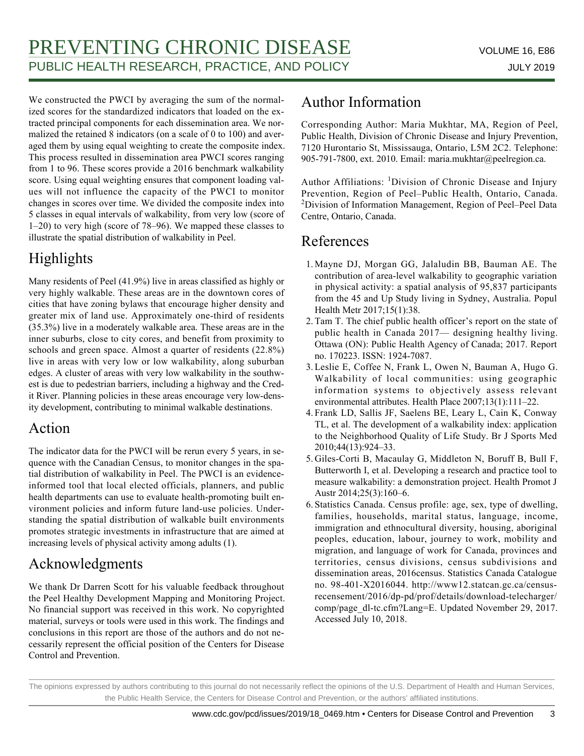We constructed the PWCI by averaging the sum of the normalized scores for the standardized indicators that loaded on the extracted principal components for each dissemination area. We normalized the retained 8 indicators (on a scale of 0 to 100) and averaged them by using equal weighting to create the composite index. This process resulted in dissemination area PWCI scores ranging from 1 to 96. These scores provide a 2016 benchmark walkability score. Using equal weighting ensures that component loading values will not influence the capacity of the PWCI to monitor changes in scores over time. We divided the composite index into 5 classes in equal intervals of walkability, from very low (score of 1–20) to very high (score of 78–96). We mapped these classes to illustrate the spatial distribution of walkability in Peel.

## Highlights

Many residents of Peel (41.9%) live in areas classified as highly or very highly walkable. These areas are in the downtown cores of cities that have zoning bylaws that encourage higher density and greater mix of land use. Approximately one-third of residents (35.3%) live in a moderately walkable area. These areas are in the inner suburbs, close to city cores, and benefit from proximity to schools and green space. Almost a quarter of residents (22.8%) live in areas with very low or low walkability, along suburban edges. A cluster of areas with very low walkability in the southwest is due to pedestrian barriers, including a highway and the Credit River. Planning policies in these areas encourage very low-density development, contributing to minimal walkable destinations.

## Action

The indicator data for the PWCI will be rerun every 5 years, in sequence with the Canadian Census, to monitor changes in the spatial distribution of walkability in Peel. The PWCI is an evidence-informed tool that local elected officials, planners, and public health departments can use to evaluate health-promoting built environment policies and inform future land-use policies. Understanding the spatial distribution of walkable built environments promotes strategic investments in infrastructure that are aimed at increasing levels of physical activity among adults (1).

## Acknowledgments

We thank Dr Darren Scott for his valuable feedback throughout the Peel Healthy Development Mapping and Monitoring Project. No financial support was received in this work. No copyrighted material, surveys or tools were used in this work. The findings and conclusions in this report are those of the authors and do not necessarily represent the official position of the Centers for Disease Control and Prevention.

## Author Information

Corresponding Author: Maria Mukhtar, MA, Region of Peel, Public Health, Division of Chronic Disease and Injury Prevention, 7120 Hurontario St, Mississauga, Ontario, L5M 2C2. Telephone: 905-791-7800, ext. 2010. Email: maria.mukhtar@peelregion.ca.

Author Affiliations: [1]Division of Chronic Disease and Injury Prevention, Region of Peel–Public Health, Ontario, Canada. [2]Division of Information Management, Region of Peel–Peel Data Centre, Ontario, Canada.

## References

1. Mayne DJ, Morgan GG, Jalaludin BB, Bauman AE. The contribution of area-level walkability to geographic variation in physical activity: a spatial analysis of 95,837 participants from the 45 and Up Study living in Sydney, Australia. Popul Health Metr 2017;15(1):38.
2. Tam T. The chief public health officer's report on the state of public health in Canada 2017— designing healthy living. Ottawa (ON): Public Health Agency of Canada; 2017. Report no. 170223. ISSN: 1924-7087.
3. Leslie E, Coffee N, Frank L, Owen N, Bauman A, Hugo G. Walkability of local communities: using geographic information systems to objectively assess relevant environmental attributes. Health Place 2007;13(1):111–22.
4. Frank LD, Sallis JF, Saelens BE, Leary L, Cain K, Conway TL, et al. The development of a walkability index: application to the Neighborhood Quality of Life Study. Br J Sports Med 2010;44(13):924–33.
5. Giles-Corti B, Macaulay G, Middleton N, Boruff B, Bull F, Butterworth I, et al. Developing a research and practice tool to measure walkability: a demonstration project. Health Promot J Austr 2014;25(3):160–6.
6. Statistics Canada. Census profile: age, sex, type of dwelling, families, households, marital status, language, income, immigration and ethnocultural diversity, housing, aboriginal peoples, education, labour, journey to work, mobility and migration, and language of work for Canada, provinces and territories, census divisions, census subdivisions and dissemination areas, 2016census. Statistics Canada Catalogue no. 98-401-X2016044. http://www12.statcan.gc.ca/census-recensement/2016/dp-pd/prof/details/download-telecharger/comp/page_dl-tc.cfm?Lang=E. Updated November 29, 2017. Accessed July 10, 2018.

The opinions expressed by authors contributing to this journal do not necessarily reflect the opinions of the U.S. Department of Health and Human Services, the Public Health Service, the Centers for Disease Control and Prevention, or the authors' affiliated institutions.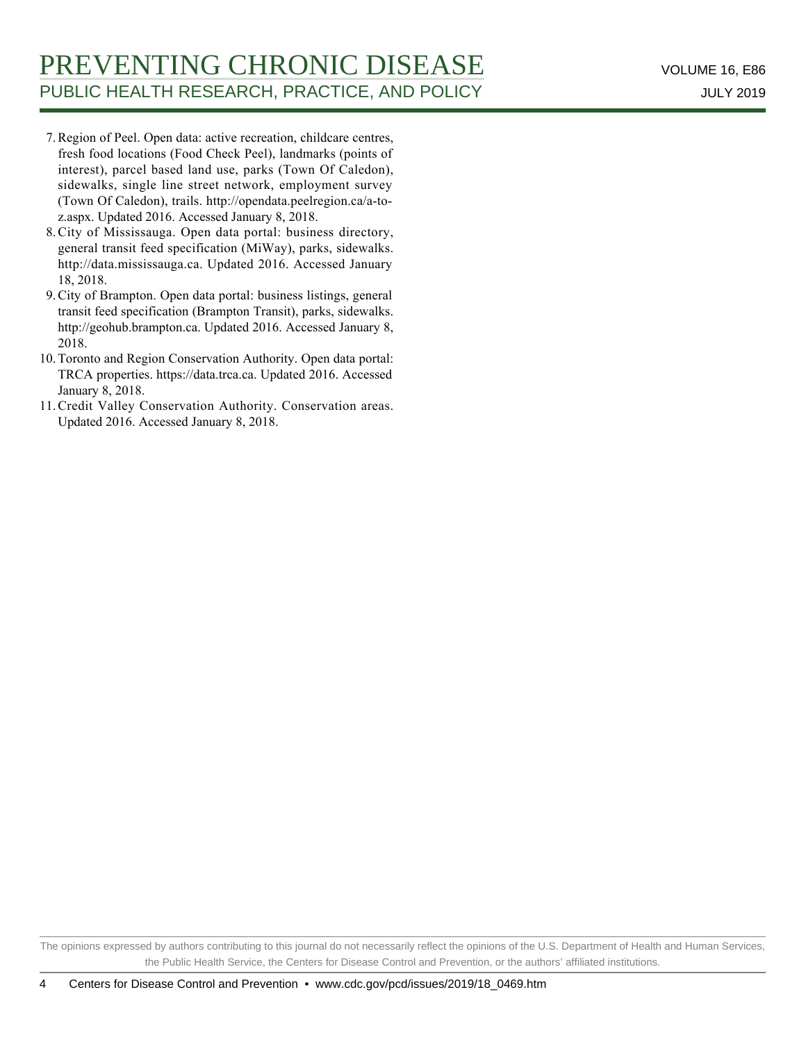7. Region of Peel. Open data: active recreation, childcare centres, fresh food locations (Food Check Peel), landmarks (points of interest), parcel based land use, parks (Town Of Caledon), sidewalks, single line street network, employment survey (Town Of Caledon), trails. http://opendata.peelregion.ca/a-to-z.aspx. Updated 2016. Accessed January 8, 2018.
8. City of Mississauga. Open data portal: business directory, general transit feed specification (MiWay), parks, sidewalks. http://data.mississauga.ca. Updated 2016. Accessed January 18, 2018.
9. City of Brampton. Open data portal: business listings, general transit feed specification (Brampton Transit), parks, sidewalks. http://geohub.brampton.ca. Updated 2016. Accessed January 8, 2018.
10. Toronto and Region Conservation Authority. Open data portal: TRCA properties. https://data.trca.ca. Updated 2016. Accessed January 8, 2018.
11. Credit Valley Conservation Authority. Conservation areas. Updated 2016. Accessed January 8, 2018.

The opinions expressed by authors contributing to this journal do not necessarily reflect the opinions of the U.S. Department of Health and Human Services, the Public Health Service, the Centers for Disease Control and Prevention, or the authors' affiliated institutions.